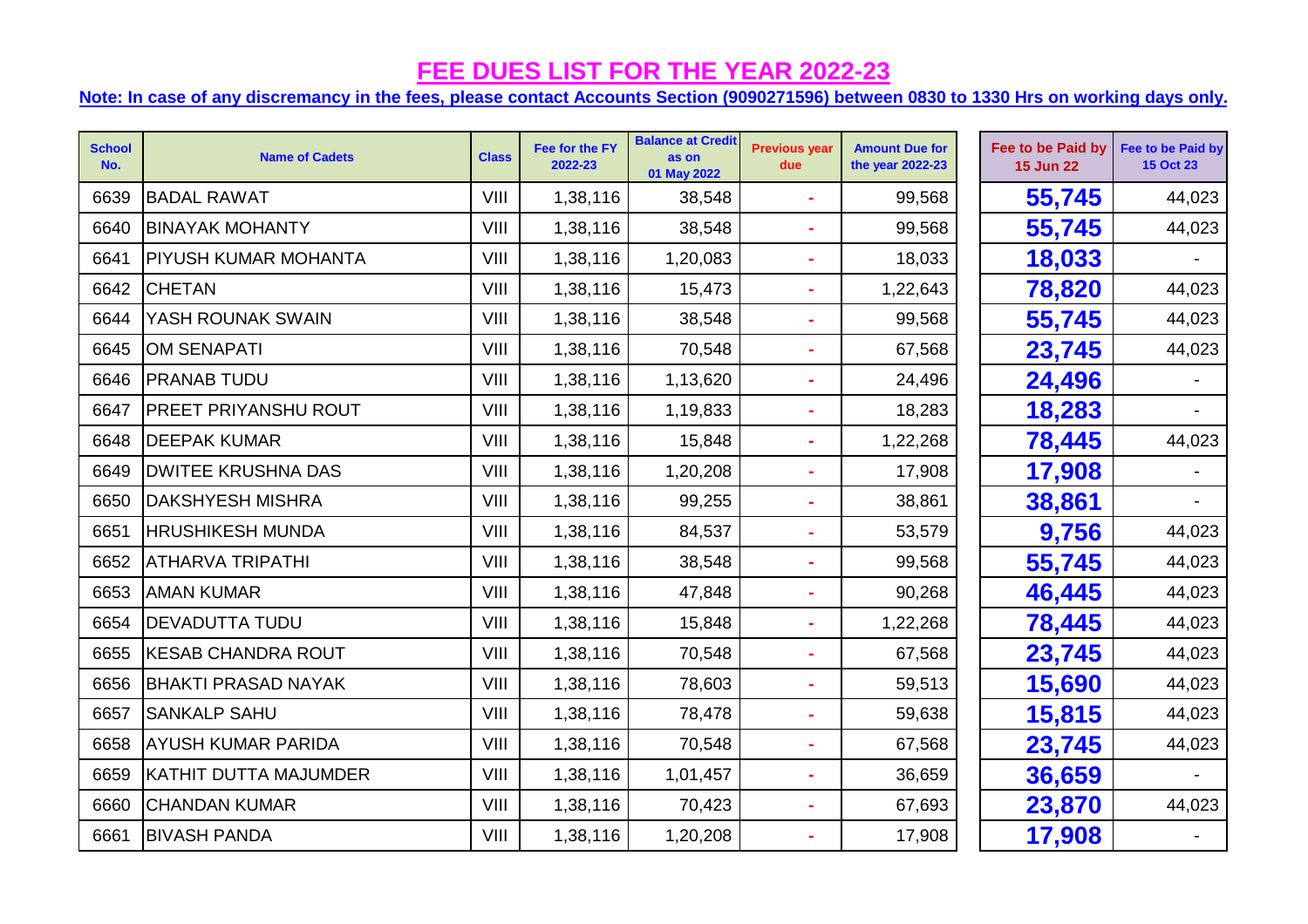# FEE DUES LIST FOR THE YEAR 2022-23

**Note: In case of any discremancy in the fees, please contact Accounts Section (9090271596) between 0830 to 1330 Hrs on working days only.**

| School No. | Name of Cadets | Class | Fee for the FY 2022-23 | Balance at Credit as on 01 May 2022 | Previous year due | Amount Due for the year 2022-23 | Fee to be Paid by 15 Jun 22 | Fee to be Paid by 15 Oct 23 |
|---|---|---|---|---|---|---|---|---|
| 6639 | BADAL RAWAT | VIII | 1,38,116 | 38,548 | - | 99,568 | **55,745** | 44,023 |
| 6640 | BINAYAK MOHANTY | VIII | 1,38,116 | 38,548 | - | 99,568 | **55,745** | 44,023 |
| 6641 | PIYUSH KUMAR MOHANTA | VIII | 1,38,116 | 1,20,083 | - | 18,033 | **18,033** | - |
| 6642 | CHETAN | VIII | 1,38,116 | 15,473 | - | 1,22,643 | **78,820** | 44,023 |
| 6644 | YASH ROUNAK SWAIN | VIII | 1,38,116 | 38,548 | - | 99,568 | **55,745** | 44,023 |
| 6645 | OM SENAPATI | VIII | 1,38,116 | 70,548 | - | 67,568 | **23,745** | 44,023 |
| 6646 | PRANAB TUDU | VIII | 1,38,116 | 1,13,620 | - | 24,496 | **24,496** | - |
| 6647 | PREET PRIYANSHU ROUT | VIII | 1,38,116 | 1,19,833 | - | 18,283 | **18,283** | - |
| 6648 | DEEPAK KUMAR | VIII | 1,38,116 | 15,848 | - | 1,22,268 | **78,445** | 44,023 |
| 6649 | DWITEE KRUSHNA DAS | VIII | 1,38,116 | 1,20,208 | - | 17,908 | **17,908** | - |
| 6650 | DAKSHYESH MISHRA | VIII | 1,38,116 | 99,255 | - | 38,861 | **38,861** | - |
| 6651 | HRUSHIKESH MUNDA | VIII | 1,38,116 | 84,537 | - | 53,579 | **9,756** | 44,023 |
| 6652 | ATHARVA TRIPATHI | VIII | 1,38,116 | 38,548 | - | 99,568 | **55,745** | 44,023 |
| 6653 | AMAN KUMAR | VIII | 1,38,116 | 47,848 | - | 90,268 | **46,445** | 44,023 |
| 6654 | DEVADUTTA TUDU | VIII | 1,38,116 | 15,848 | - | 1,22,268 | **78,445** | 44,023 |
| 6655 | KESAB CHANDRA ROUT | VIII | 1,38,116 | 70,548 | - | 67,568 | **23,745** | 44,023 |
| 6656 | BHAKTI PRASAD NAYAK | VIII | 1,38,116 | 78,603 | - | 59,513 | **15,690** | 44,023 |
| 6657 | SANKALP SAHU | VIII | 1,38,116 | 78,478 | - | 59,638 | **15,815** | 44,023 |
| 6658 | AYUSH KUMAR PARIDA | VIII | 1,38,116 | 70,548 | - | 67,568 | **23,745** | 44,023 |
| 6659 | KATHIT DUTTA MAJUMDER | VIII | 1,38,116 | 1,01,457 | - | 36,659 | **36,659** | - |
| 6660 | CHANDAN KUMAR | VIII | 1,38,116 | 70,423 | - | 67,693 | **23,870** | 44,023 |
| 6661 | BIVASH PANDA | VIII | 1,38,116 | 1,20,208 | - | 17,908 | **17,908** | - |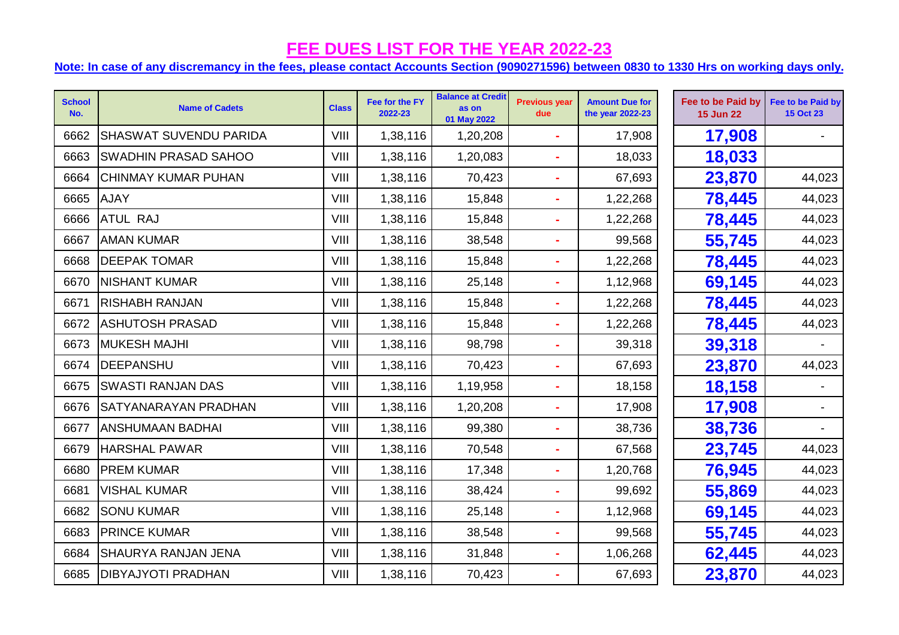# FEE DUES LIST FOR THE YEAR 2022-23

**Note: In case of any discremancy in the fees, please contact Accounts Section (9090271596) between 0830 to 1330 Hrs on working days only.**

| School No. | Name of Cadets | Class | Fee for the FY 2022-23 | Balance at Credit as on 01 May 2022 | Previous year due | Amount Due for the year 2022-23 | Fee to be Paid by 15 Jun 22 | Fee to be Paid by 15 Oct 23 |
|---|---|---|---|---|---|---|---|---|
| 6662 | SHASWAT SUVENDU PARIDA | VIII | 1,38,116 | 1,20,208 | - | 17,908 | **17,908** | - |
| 6663 | SWADHIN PRASAD SAHOO | VIII | 1,38,116 | 1,20,083 | - | 18,033 | **18,033** | |
| 6664 | CHINMAY KUMAR PUHAN | VIII | 1,38,116 | 70,423 | - | 67,693 | **23,870** | 44,023 |
| 6665 | AJAY | VIII | 1,38,116 | 15,848 | - | 1,22,268 | **78,445** | 44,023 |
| 6666 | ATUL RAJ | VIII | 1,38,116 | 15,848 | - | 1,22,268 | **78,445** | 44,023 |
| 6667 | AMAN KUMAR | VIII | 1,38,116 | 38,548 | - | 99,568 | **55,745** | 44,023 |
| 6668 | DEEPAK TOMAR | VIII | 1,38,116 | 15,848 | - | 1,22,268 | **78,445** | 44,023 |
| 6670 | NISHANT KUMAR | VIII | 1,38,116 | 25,148 | - | 1,12,968 | **69,145** | 44,023 |
| 6671 | RISHABH RANJAN | VIII | 1,38,116 | 15,848 | - | 1,22,268 | **78,445** | 44,023 |
| 6672 | ASHUTOSH PRASAD | VIII | 1,38,116 | 15,848 | - | 1,22,268 | **78,445** | 44,023 |
| 6673 | MUKESH MAJHI | VIII | 1,38,116 | 98,798 | - | 39,318 | **39,318** | - |
| 6674 | DEEPANSHU | VIII | 1,38,116 | 70,423 | - | 67,693 | **23,870** | 44,023 |
| 6675 | SWASTI RANJAN DAS | VIII | 1,38,116 | 1,19,958 | - | 18,158 | **18,158** | - |
| 6676 | SATYANARAYAN PRADHAN | VIII | 1,38,116 | 1,20,208 | - | 17,908 | **17,908** | - |
| 6677 | ANSHUMAAN BADHAI | VIII | 1,38,116 | 99,380 | - | 38,736 | **38,736** | - |
| 6679 | HARSHAL PAWAR | VIII | 1,38,116 | 70,548 | - | 67,568 | **23,745** | 44,023 |
| 6680 | PREM KUMAR | VIII | 1,38,116 | 17,348 | - | 1,20,768 | **76,945** | 44,023 |
| 6681 | VISHAL KUMAR | VIII | 1,38,116 | 38,424 | - | 99,692 | **55,869** | 44,023 |
| 6682 | SONU KUMAR | VIII | 1,38,116 | 25,148 | - | 1,12,968 | **69,145** | 44,023 |
| 6683 | PRINCE KUMAR | VIII | 1,38,116 | 38,548 | - | 99,568 | **55,745** | 44,023 |
| 6684 | SHAURYA RANJAN JENA | VIII | 1,38,116 | 31,848 | - | 1,06,268 | **62,445** | 44,023 |
| 6685 | DIBYAJYOTI PRADHAN | VIII | 1,38,116 | 70,423 | - | 67,693 | **23,870** | 44,023 |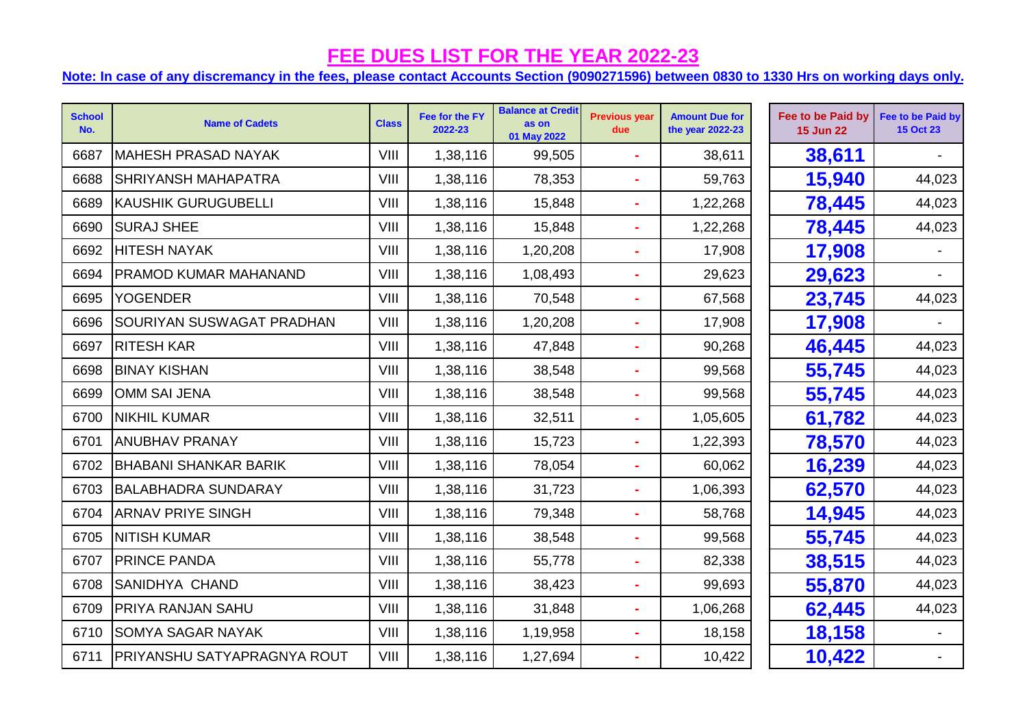# FEE DUES LIST FOR THE YEAR 2022-23

**Note: In case of any discremancy in the fees, please contact Accounts Section (9090271596) between 0830 to 1330 Hrs on working days only.**

| School No. | Name of Cadets | Class | Fee for the FY 2022-23 | Balance at Credit as on 01 May 2022 | Previous year due | Amount Due for the year 2022-23 | Fee to be Paid by 15 Jun 22 | Fee to be Paid by 15 Oct 23 |
|---|---|---|---|---|---|---|---|---|
| 6687 | MAHESH PRASAD NAYAK | VIII | 1,38,116 | 99,505 | - | 38,611 | **38,611** | - |
| 6688 | SHRIYANSH MAHAPATRA | VIII | 1,38,116 | 78,353 | - | 59,763 | **15,940** | 44,023 |
| 6689 | KAUSHIK GURUGUBELLI | VIII | 1,38,116 | 15,848 | - | 1,22,268 | **78,445** | 44,023 |
| 6690 | SURAJ SHEE | VIII | 1,38,116 | 15,848 | - | 1,22,268 | **78,445** | 44,023 |
| 6692 | HITESH NAYAK | VIII | 1,38,116 | 1,20,208 | - | 17,908 | **17,908** | - |
| 6694 | PRAMOD KUMAR MAHANAND | VIII | 1,38,116 | 1,08,493 | - | 29,623 | **29,623** | - |
| 6695 | YOGENDER | VIII | 1,38,116 | 70,548 | - | 67,568 | **23,745** | 44,023 |
| 6696 | SOURIYAN SUSWAGAT PRADHAN | VIII | 1,38,116 | 1,20,208 | - | 17,908 | **17,908** | - |
| 6697 | RITESH KAR | VIII | 1,38,116 | 47,848 | - | 90,268 | **46,445** | 44,023 |
| 6698 | BINAY KISHAN | VIII | 1,38,116 | 38,548 | - | 99,568 | **55,745** | 44,023 |
| 6699 | OMM SAI JENA | VIII | 1,38,116 | 38,548 | - | 99,568 | **55,745** | 44,023 |
| 6700 | NIKHIL KUMAR | VIII | 1,38,116 | 32,511 | - | 1,05,605 | **61,782** | 44,023 |
| 6701 | ANUBHAV PRANAY | VIII | 1,38,116 | 15,723 | - | 1,22,393 | **78,570** | 44,023 |
| 6702 | BHABANI SHANKAR BARIK | VIII | 1,38,116 | 78,054 | - | 60,062 | **16,239** | 44,023 |
| 6703 | BALABHADRA SUNDARAY | VIII | 1,38,116 | 31,723 | - | 1,06,393 | **62,570** | 44,023 |
| 6704 | ARNAV PRIYE SINGH | VIII | 1,38,116 | 79,348 | - | 58,768 | **14,945** | 44,023 |
| 6705 | NITISH KUMAR | VIII | 1,38,116 | 38,548 | - | 99,568 | **55,745** | 44,023 |
| 6707 | PRINCE PANDA | VIII | 1,38,116 | 55,778 | - | 82,338 | **38,515** | 44,023 |
| 6708 | SANIDHYA CHAND | VIII | 1,38,116 | 38,423 | - | 99,693 | **55,870** | 44,023 |
| 6709 | PRIYA RANJAN SAHU | VIII | 1,38,116 | 31,848 | - | 1,06,268 | **62,445** | 44,023 |
| 6710 | SOMYA SAGAR NAYAK | VIII | 1,38,116 | 1,19,958 | - | 18,158 | **18,158** | - |
| 6711 | PRIYANSHU SATYAPRAGNYA ROUT | VIII | 1,38,116 | 1,27,694 | - | 10,422 | **10,422** | - |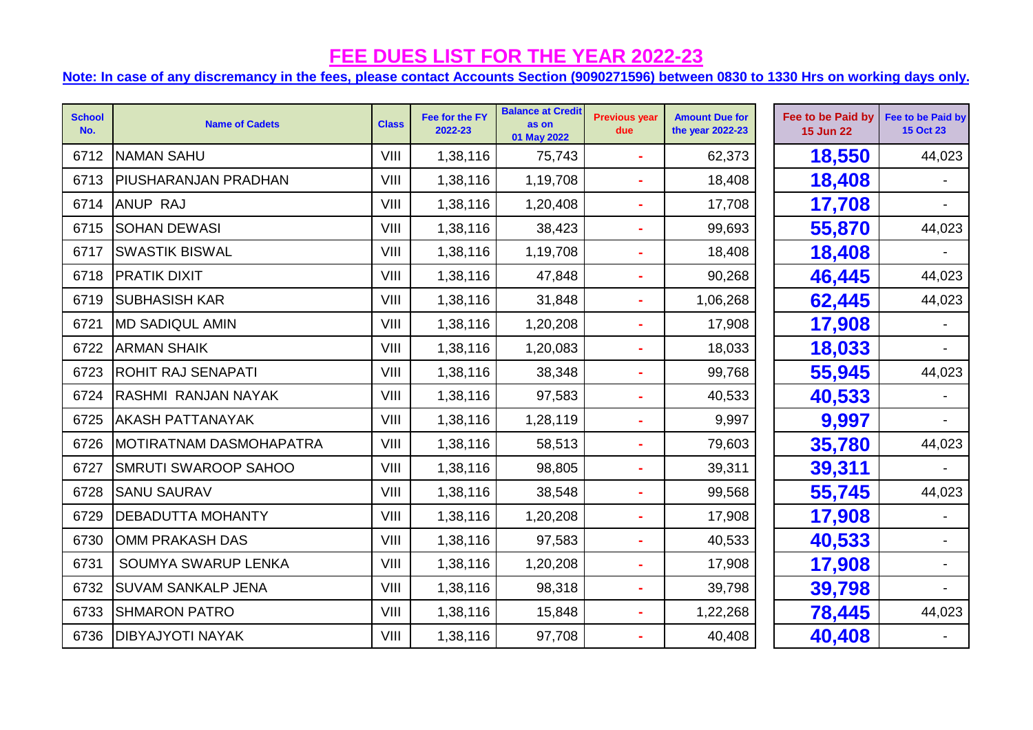# FEE DUES LIST FOR THE YEAR 2022-23

**Note: In case of any discremancy in the fees, please contact Accounts Section (9090271596) between 0830 to 1330 Hrs on working days only.**

| School No. | Name of Cadets | Class | Fee for the FY 2022-23 | Balance at Credit as on 01 May 2022 | Previous year due | Amount Due for the year 2022-23 | Fee to be Paid by 15 Jun 22 | Fee to be Paid by 15 Oct 23 |
|---|---|---|---|---|---|---|---|---|
| 6712 | NAMAN SAHU | VIII | 1,38,116 | 75,743 | - | 62,373 | **18,550** | 44,023 |
| 6713 | PIUSHARANJAN PRADHAN | VIII | 1,38,116 | 1,19,708 | - | 18,408 | **18,408** | - |
| 6714 | ANUP RAJ | VIII | 1,38,116 | 1,20,408 | - | 17,708 | **17,708** | - |
| 6715 | SOHAN DEWASI | VIII | 1,38,116 | 38,423 | - | 99,693 | **55,870** | 44,023 |
| 6717 | SWASTIK BISWAL | VIII | 1,38,116 | 1,19,708 | - | 18,408 | **18,408** | - |
| 6718 | PRATIK DIXIT | VIII | 1,38,116 | 47,848 | - | 90,268 | **46,445** | 44,023 |
| 6719 | SUBHASISH KAR | VIII | 1,38,116 | 31,848 | - | 1,06,268 | **62,445** | 44,023 |
| 6721 | MD SADIQUL AMIN | VIII | 1,38,116 | 1,20,208 | - | 17,908 | **17,908** | - |
| 6722 | ARMAN SHAIK | VIII | 1,38,116 | 1,20,083 | - | 18,033 | **18,033** | - |
| 6723 | ROHIT RAJ SENAPATI | VIII | 1,38,116 | 38,348 | - | 99,768 | **55,945** | 44,023 |
| 6724 | RASHMI RANJAN NAYAK | VIII | 1,38,116 | 97,583 | - | 40,533 | **40,533** | - |
| 6725 | AKASH PATTANAYAK | VIII | 1,38,116 | 1,28,119 | - | 9,997 | **9,997** | - |
| 6726 | MOTIRATNAM DASMOHAPATRA | VIII | 1,38,116 | 58,513 | - | 79,603 | **35,780** | 44,023 |
| 6727 | SMRUTI SWAROOP SAHOO | VIII | 1,38,116 | 98,805 | - | 39,311 | **39,311** | - |
| 6728 | SANU SAURAV | VIII | 1,38,116 | 38,548 | - | 99,568 | **55,745** | 44,023 |
| 6729 | DEBADUTTA MOHANTY | VIII | 1,38,116 | 1,20,208 | - | 17,908 | **17,908** | - |
| 6730 | OMM PRAKASH DAS | VIII | 1,38,116 | 97,583 | - | 40,533 | **40,533** | - |
| 6731 | SOUMYA SWARUP LENKA | VIII | 1,38,116 | 1,20,208 | - | 17,908 | **17,908** | - |
| 6732 | SUVAM SANKALP JENA | VIII | 1,38,116 | 98,318 | - | 39,798 | **39,798** | - |
| 6733 | SHMARON PATRO | VIII | 1,38,116 | 15,848 | - | 1,22,268 | **78,445** | 44,023 |
| 6736 | DIBYAJYOTI NAYAK | VIII | 1,38,116 | 97,708 | - | 40,408 | **40,408** | - |